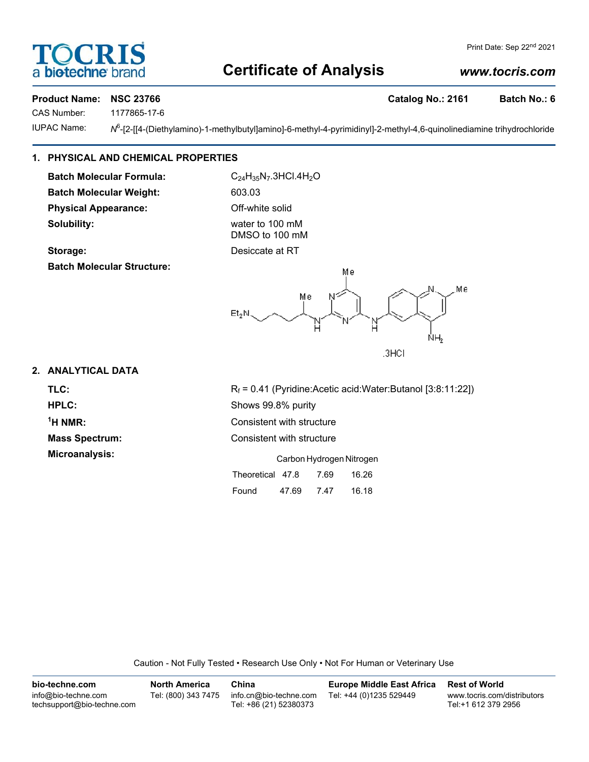# Certificate of Analysis

Print Date: Sep 22nd 2021

www.tocris.com

**Product Name: NSC 23766** **Catalog No.: 2161** **Batch No.: 6**

CAS Number: 1177865-17-6

IUPAC Name: *N*[6]-[2-[[4-(Diethylamino)-1-methylbutyl]amino]-6-methyl-4-pyrimidinyl]-2-methyl-4,6-quinolinediamine trihydrochloride

## 1. PHYSICAL AND CHEMICAL PROPERTIES

**Batch Molecular Formula:** $C_{24}H_{35}N_7.3HCl.4H_2O$

**Batch Molecular Weight:** 603.03

**Physical Appearance:** Off-white solid

**Solubility:** water to 100 mM
DMSO to 100 mM

**Storage:** Desiccate at RT

**Batch Molecular Structure:**

.3HCl

## 2. ANALYTICAL DATA

**TLC:** $R_f$ = 0.41 (Pyridine:Acetic acid:Water:Butanol [3:8:11:22])

**HPLC:** Shows 99.8% purity

**$^1$H NMR:** Consistent with structure

**Mass Spectrum:** Consistent with structure

**Microanalysis:**

| | Carbon | Hydrogen | Nitrogen |
|---|---|---|---|
| Theoretical | 47.8 | 7.69 | 16.26 |
| Found | 47.69 | 7.47 | 16.18 |

Caution - Not Fully Tested • Research Use Only • Not For Human or Veterinary Use

**bio-techne.com**
info@bio-techne.com
techsupport@bio-techne.com

**North America**
Tel: (800) 343 7475

**China**
info.cn@bio-techne.com
Tel: +86 (21) 52380373

**Europe Middle East Africa**
Tel: +44 (0)1235 529449

**Rest of World**
www.tocris.com/distributors
Tel:+1 612 379 2956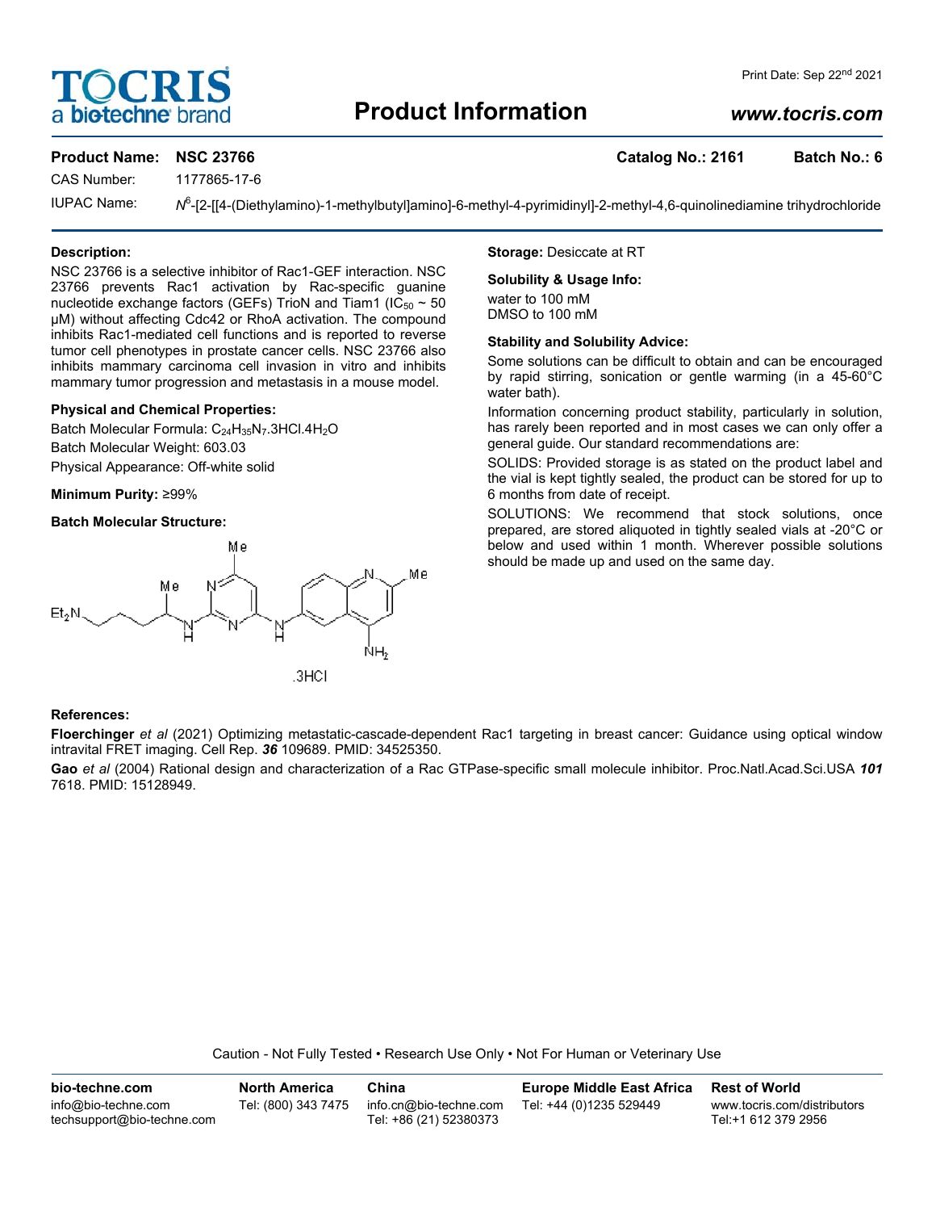# Product Information

**Product Name: NSC 23766** **Catalog No.: 2161** **Batch No.: 6**

CAS Number: 1177865-17-6

IUPAC Name: $N^6$-[2-[[4-(Diethylamino)-1-methylbutyl]amino]-6-methyl-4-pyrimidinyl]-2-methyl-4,6-quinolinediamine trihydrochloride

### Description:

NSC 23766 is a selective inhibitor of Rac1-GEF interaction. NSC 23766 prevents Rac1 activation by Rac-specific guanine nucleotide exchange factors (GEFs) TrioN and Tiam1 ($IC_{50}$ ~ 50 μM) without affecting Cdc42 or RhoA activation. The compound inhibits Rac1-mediated cell functions and is reported to reverse tumor cell phenotypes in prostate cancer cells. NSC 23766 also inhibits mammary carcinoma cell invasion in vitro and inhibits mammary tumor progression and metastasis in a mouse model.

### Physical and Chemical Properties:

Batch Molecular Formula: $C_{24}H_{35}N_7.3HCl.4H_2O$

Batch Molecular Weight: 603.03

Physical Appearance: Off-white solid

**Minimum Purity:** ≥99%

### Batch Molecular Structure:

Me
Me
Et2N
N
N
H
N
H
N
N
Me
NH2
.3HCl

### Storage: Desiccate at RT

### Solubility & Usage Info:

water to 100 mM
DMSO to 100 mM

### Stability and Solubility Advice:

Some solutions can be difficult to obtain and can be encouraged by rapid stirring, sonication or gentle warming (in a 45-60°C water bath).

Information concerning product stability, particularly in solution, has rarely been reported and in most cases we can only offer a general guide. Our standard recommendations are:

SOLIDS: Provided storage is as stated on the product label and the vial is kept tightly sealed, the product can be stored for up to 6 months from date of receipt.

SOLUTIONS: We recommend that stock solutions, once prepared, are stored aliquoted in tightly sealed vials at -20°C or below and used within 1 month. Wherever possible solutions should be made up and used on the same day.

### References:

**Floerchinger** *et al* (2021) Optimizing metastatic-cascade-dependent Rac1 targeting in breast cancer: Guidance using optical window intravital FRET imaging. Cell Rep. ***36*** 109689. PMID: 34525350.

**Gao** *et al* (2004) Rational design and characterization of a Rac GTPase-specific small molecule inhibitor. Proc.Natl.Acad.Sci.USA ***101*** 7618. PMID: 15128949.

Caution - Not Fully Tested • Research Use Only • Not For Human or Veterinary Use

| **bio-techne.com** | **North America** | **China** | **Europe Middle East Africa** | **Rest of World** |
|---|---|---|---|---|
| info@bio-techne.com<br>techsupport@bio-techne.com | Tel: (800) 343 7475 | info.cn@bio-techne.com<br>Tel: +86 (21) 52380373 | Tel: +44 (0)1235 529449 | www.tocris.com/distributors<br>Tel:+1 612 379 2956 |